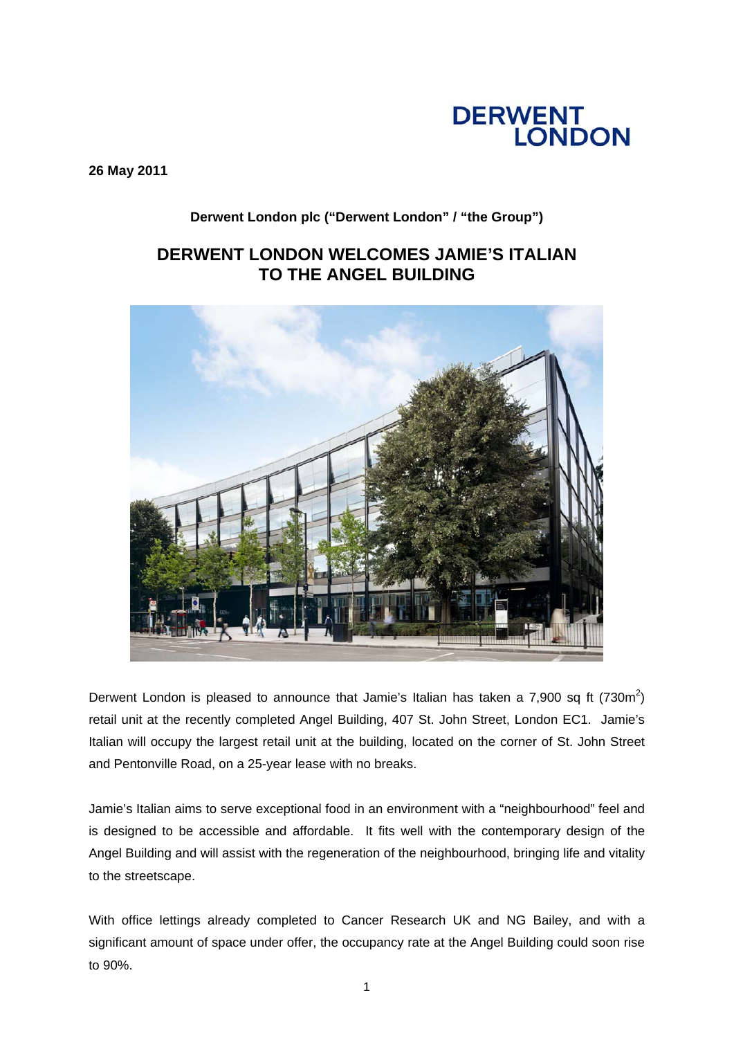**26 May 2011**

**Derwent London plc ("Derwent London" / "the Group")**

# DERWENT LONDON WELCOMES JAMIE'S ITALIAN TO THE ANGEL BUILDING

Derwent London is pleased to announce that Jamie's Italian has taken a 7,900 sq ft (730m$^2$) retail unit at the recently completed Angel Building, 407 St. John Street, London EC1. Jamie's Italian will occupy the largest retail unit at the building, located on the corner of St. John Street and Pentonville Road, on a 25-year lease with no breaks.

Jamie's Italian aims to serve exceptional food in an environment with a "neighbourhood" feel and is designed to be accessible and affordable. It fits well with the contemporary design of the Angel Building and will assist with the regeneration of the neighbourhood, bringing life and vitality to the streetscape.

With office lettings already completed to Cancer Research UK and NG Bailey, and with a significant amount of space under offer, the occupancy rate at the Angel Building could soon rise to 90%.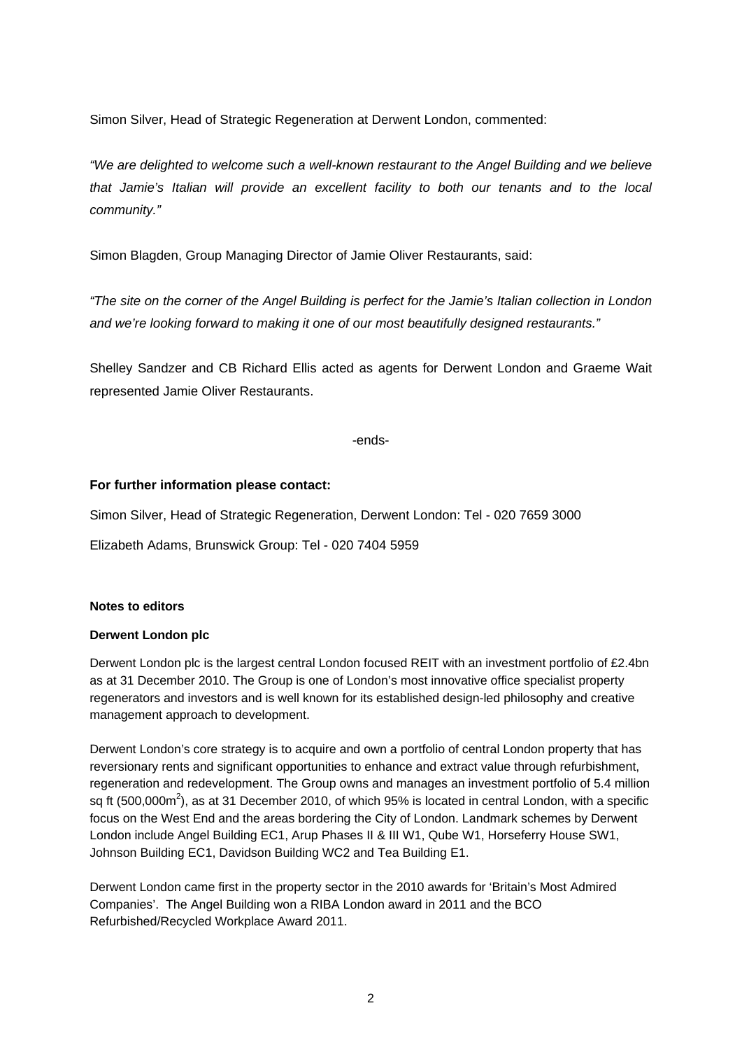Simon Silver, Head of Strategic Regeneration at Derwent London, commented:

*"We are delighted to welcome such a well-known restaurant to the Angel Building and we believe that Jamie's Italian will provide an excellent facility to both our tenants and to the local community."*

Simon Blagden, Group Managing Director of Jamie Oliver Restaurants, said:

*"The site on the corner of the Angel Building is perfect for the Jamie's Italian collection in London and we're looking forward to making it one of our most beautifully designed restaurants."*

Shelley Sandzer and CB Richard Ellis acted as agents for Derwent London and Graeme Wait represented Jamie Oliver Restaurants.

-ends-

**For further information please contact:**

Simon Silver, Head of Strategic Regeneration, Derwent London: Tel - 020 7659 3000

Elizabeth Adams, Brunswick Group: Tel - 020 7404 5959

**Notes to editors**

**Derwent London plc**

Derwent London plc is the largest central London focused REIT with an investment portfolio of £2.4bn as at 31 December 2010. The Group is one of London's most innovative office specialist property regenerators and investors and is well known for its established design-led philosophy and creative management approach to development.

Derwent London's core strategy is to acquire and own a portfolio of central London property that has reversionary rents and significant opportunities to enhance and extract value through refurbishment, regeneration and redevelopment. The Group owns and manages an investment portfolio of 5.4 million sq ft (500,000m$^2$), as at 31 December 2010, of which 95% is located in central London, with a specific focus on the West End and the areas bordering the City of London. Landmark schemes by Derwent London include Angel Building EC1, Arup Phases II & III W1, Qube W1, Horseferry House SW1, Johnson Building EC1, Davidson Building WC2 and Tea Building E1.

Derwent London came first in the property sector in the 2010 awards for 'Britain's Most Admired Companies'. The Angel Building won a RIBA London award in 2011 and the BCO Refurbished/Recycled Workplace Award 2011.